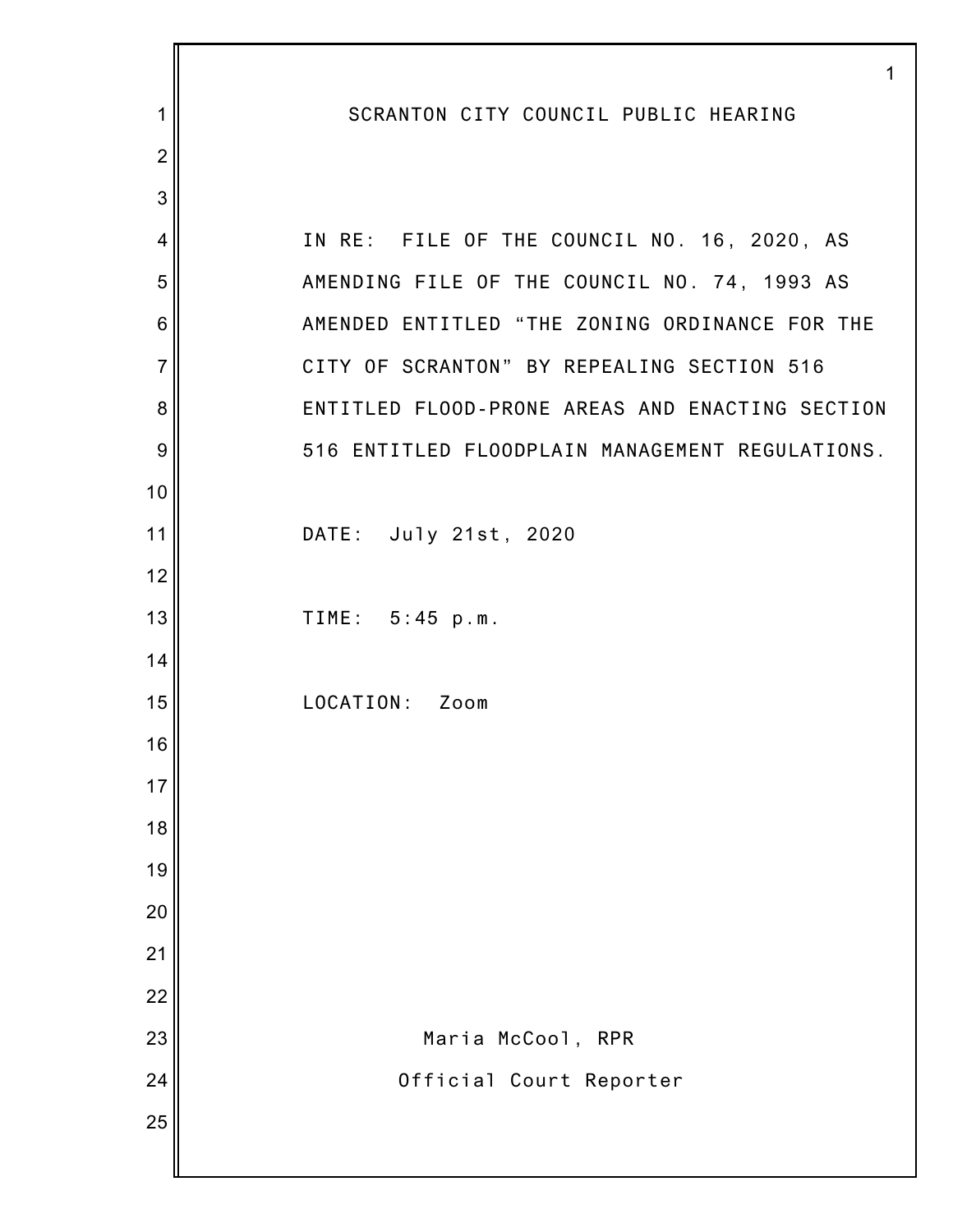# SCRANTON CITY COUNCIL PUBLIC HEARING

IN RE: FILE OF THE COUNCIL NO. 16, 2020, AS AMENDING FILE OF THE COUNCIL NO. 74, 1993 AS AMENDED ENTITLED "THE ZONING ORDINANCE FOR THE CITY OF SCRANTON" BY REPEALING SECTION 516 ENTITLED FLOOD-PRONE AREAS AND ENACTING SECTION 516 ENTITLED FLOODPLAIN MANAGEMENT REGULATIONS.

DATE: July 21st, 2020

TIME: 5:45 p.m.

LOCATION: Zoom

Maria McCool, RPR

Official Court Reporter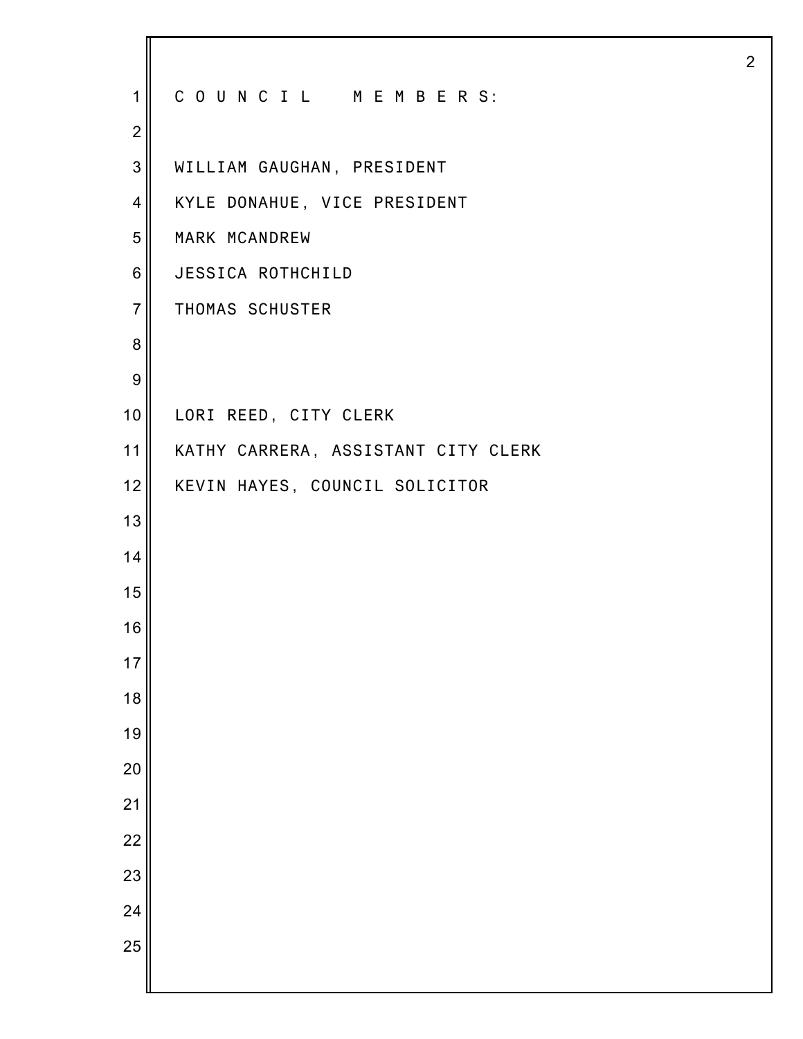C O U N C I L   M E M B E R S:

WILLIAM GAUGHAN, PRESIDENT

KYLE DONAHUE, VICE PRESIDENT

MARK MCANDREW

JESSICA ROTHCHILD

THOMAS SCHUSTER

LORI REED, CITY CLERK

KATHY CARRERA, ASSISTANT CITY CLERK

KEVIN HAYES, COUNCIL SOLICITOR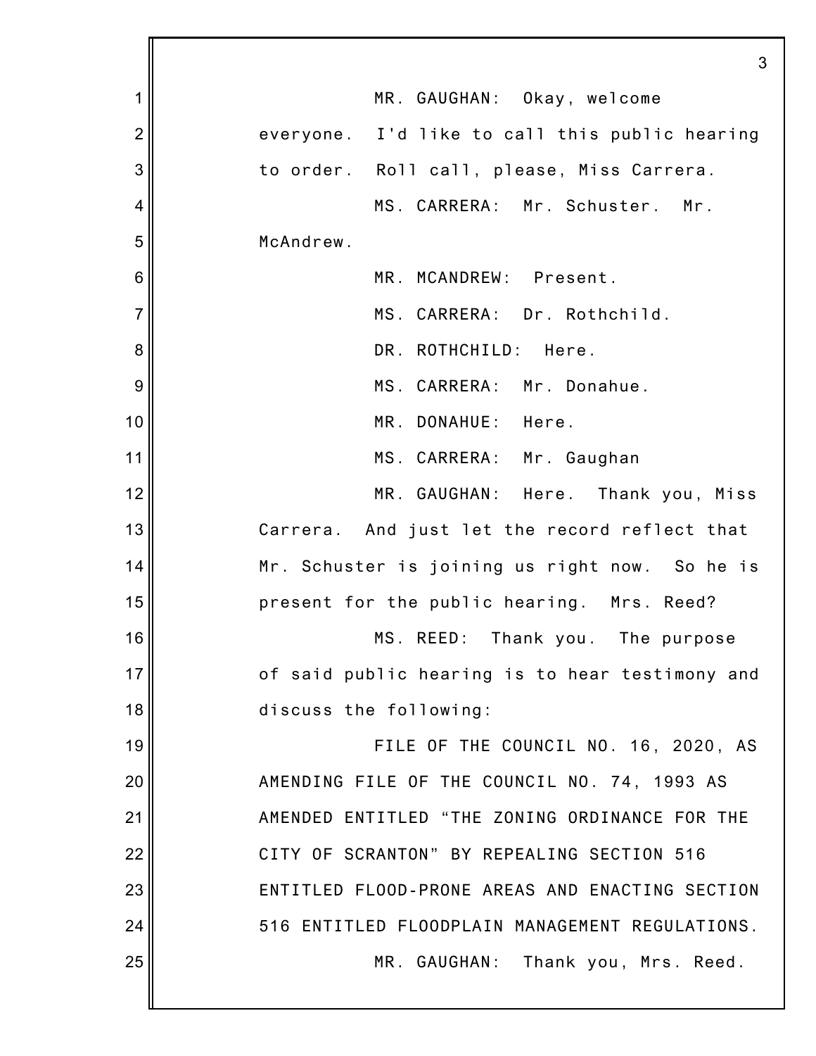MR. GAUGHAN: Okay, welcome everyone. I'd like to call this public hearing to order. Roll call, please, Miss Carrera.

MS. CARRERA: Mr. Schuster. Mr. McAndrew.

MR. MCANDREW: Present.

MS. CARRERA: Dr. Rothchild.

DR. ROTHCHILD: Here.

MS. CARRERA: Mr. Donahue.

MR. DONAHUE: Here.

MS. CARRERA: Mr. Gaughan

MR. GAUGHAN: Here. Thank you, Miss Carrera. And just let the record reflect that Mr. Schuster is joining us right now. So he is present for the public hearing. Mrs. Reed?

MS. REED: Thank you. The purpose of said public hearing is to hear testimony and discuss the following:

FILE OF THE COUNCIL NO. 16, 2020, AS AMENDING FILE OF THE COUNCIL NO. 74, 1993 AS AMENDED ENTITLED "THE ZONING ORDINANCE FOR THE CITY OF SCRANTON" BY REPEALING SECTION 516 ENTITLED FLOOD-PRONE AREAS AND ENACTING SECTION 516 ENTITLED FLOODPLAIN MANAGEMENT REGULATIONS.

MR. GAUGHAN: Thank you, Mrs. Reed.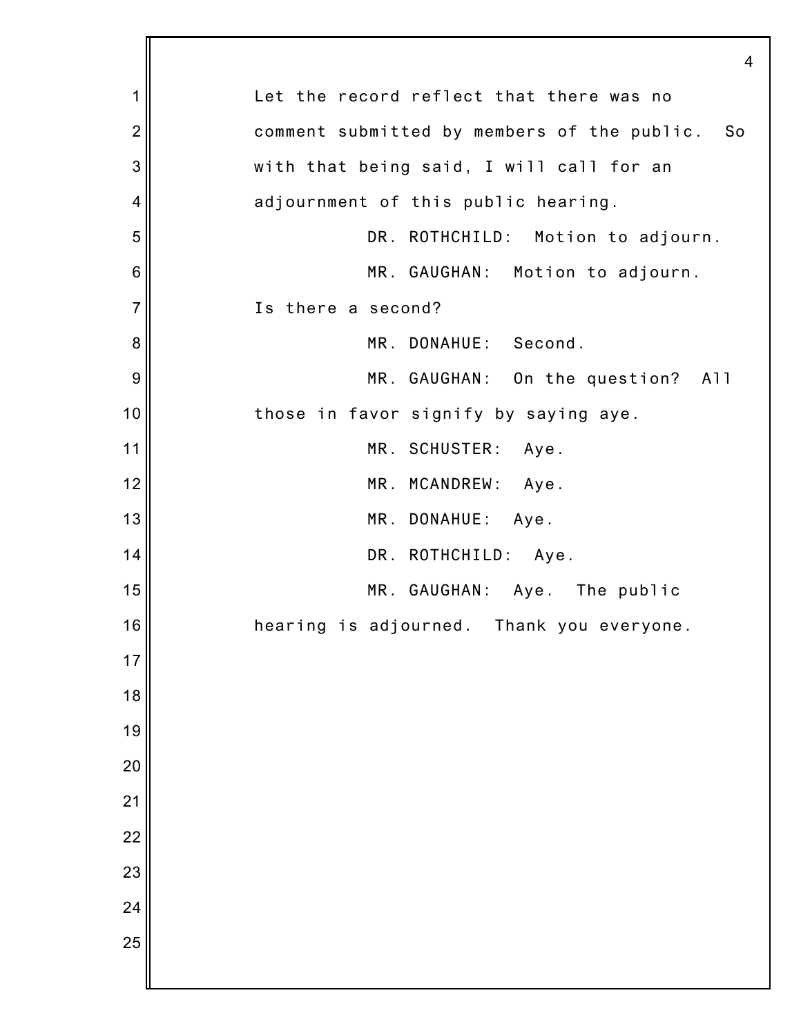Let the record reflect that there was no comment submitted by members of the public. So with that being said, I will call for an adjournment of this public hearing.

DR. ROTHCHILD: Motion to adjourn.

MR. GAUGHAN: Motion to adjourn. Is there a second?

MR. DONAHUE: Second.

MR. GAUGHAN: On the question? All those in favor signify by saying aye.

MR. SCHUSTER: Aye.

MR. MCANDREW: Aye.

MR. DONAHUE: Aye.

DR. ROTHCHILD: Aye.

MR. GAUGHAN: Aye. The public hearing is adjourned. Thank you everyone.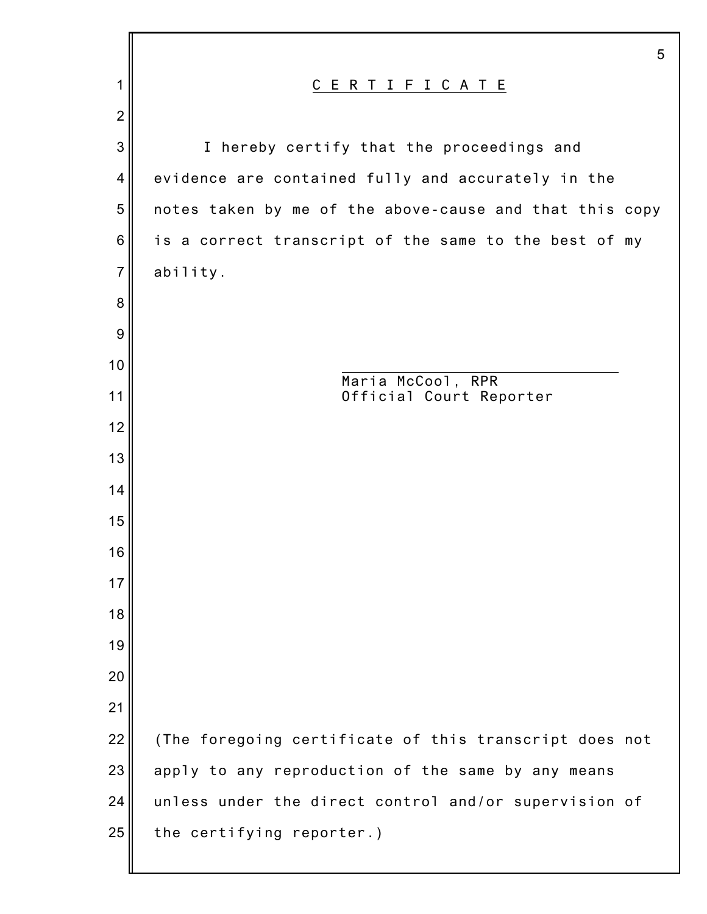# C E R T I F I C A T E

I hereby certify that the proceedings and evidence are contained fully and accurately in the notes taken by me of the above-cause and that this copy is a correct transcript of the same to the best of my ability.

\_\_\_\_\_\_\_\_\_\_\_\_\_\_\_\_\_\_\_\_\_\_\_\_\_\_\_\_\_\_\_\_
Maria McCool, RPR
Official Court Reporter

(The foregoing certificate of this transcript does not apply to any reproduction of the same by any means unless under the direct control and/or supervision of the certifying reporter.)